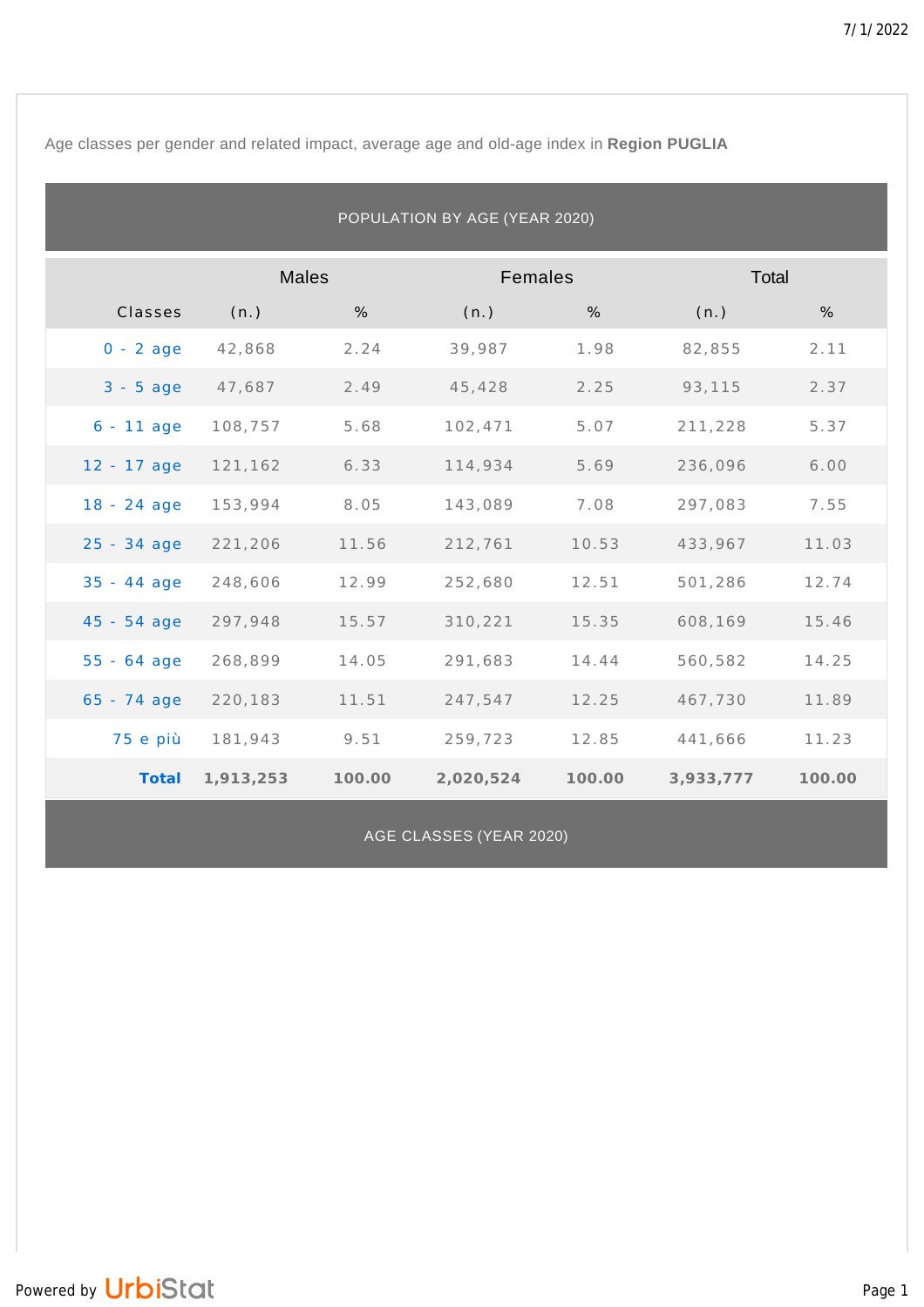Age classes per gender and related impact, average age and old-age index in **Region PUGLIA**

## POPULATION BY AGE (YEAR 2020)

| | Males | | Females | | Total | |
|---|---|---|---|---|---|---|
| Classes | (n.) | % | (n.) | % | (n.) | % |
| 0 - 2 age | 42,868 | 2.24 | 39,987 | 1.98 | 82,855 | 2.11 |
| 3 - 5 age | 47,687 | 2.49 | 45,428 | 2.25 | 93,115 | 2.37 |
| 6 - 11 age | 108,757 | 5.68 | 102,471 | 5.07 | 211,228 | 5.37 |
| 12 - 17 age | 121,162 | 6.33 | 114,934 | 5.69 | 236,096 | 6.00 |
| 18 - 24 age | 153,994 | 8.05 | 143,089 | 7.08 | 297,083 | 7.55 |
| 25 - 34 age | 221,206 | 11.56 | 212,761 | 10.53 | 433,967 | 11.03 |
| 35 - 44 age | 248,606 | 12.99 | 252,680 | 12.51 | 501,286 | 12.74 |
| 45 - 54 age | 297,948 | 15.57 | 310,221 | 15.35 | 608,169 | 15.46 |
| 55 - 64 age | 268,899 | 14.05 | 291,683 | 14.44 | 560,582 | 14.25 |
| 65 - 74 age | 220,183 | 11.51 | 247,547 | 12.25 | 467,730 | 11.89 |
| 75 e più | 181,943 | 9.51 | 259,723 | 12.85 | 441,666 | 11.23 |
| **Total** | **1,913,253** | **100.00** | **2,020,524** | **100.00** | **3,933,777** | **100.00** |

## AGE CLASSES (YEAR 2020)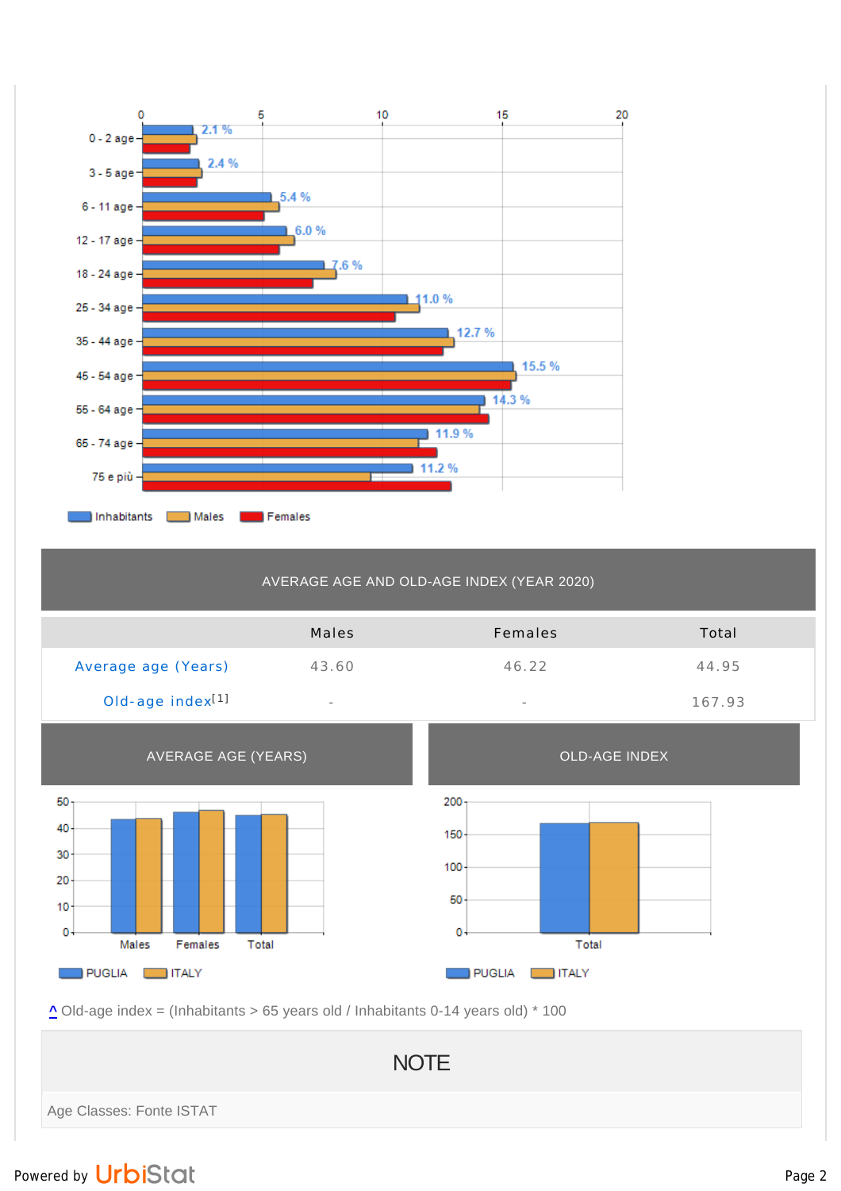| Age class | Inhabitants |
|---|---|
| 0 - 2 age | 2.1 % |
| 3 - 5 age | 2.4 % |
| 6 - 11 age | 5.4 % |
| 12 - 17 age | 6.0 % |
| 18 - 24 age | 7.6 % |
| 25 - 34 age | 11.0 % |
| 35 - 44 age | 12.7 % |
| 45 - 54 age | 15.5 % |
| 55 - 64 age | 14.3 % |
| 65 - 74 age | 11.9 % |
| 75 e più | 11.2 % |

Inhabitants | Males | Females

## AVERAGE AGE AND OLD-AGE INDEX (YEAR 2020)

| | Males | Females | Total |
|---|---|---|---|
| Average age (Years) | 43.60 | 46.22 | 44.95 |
| Old-age index[1] | - | - | 167.93 |

## AVERAGE AGE (YEARS)

PUGLIA | ITALY

## OLD-AGE INDEX

PUGLIA | ITALY

^ Old-age index = (Inhabitants > 65 years old / Inhabitants 0-14 years old) * 100

## NOTE

Age Classes: Fonte ISTAT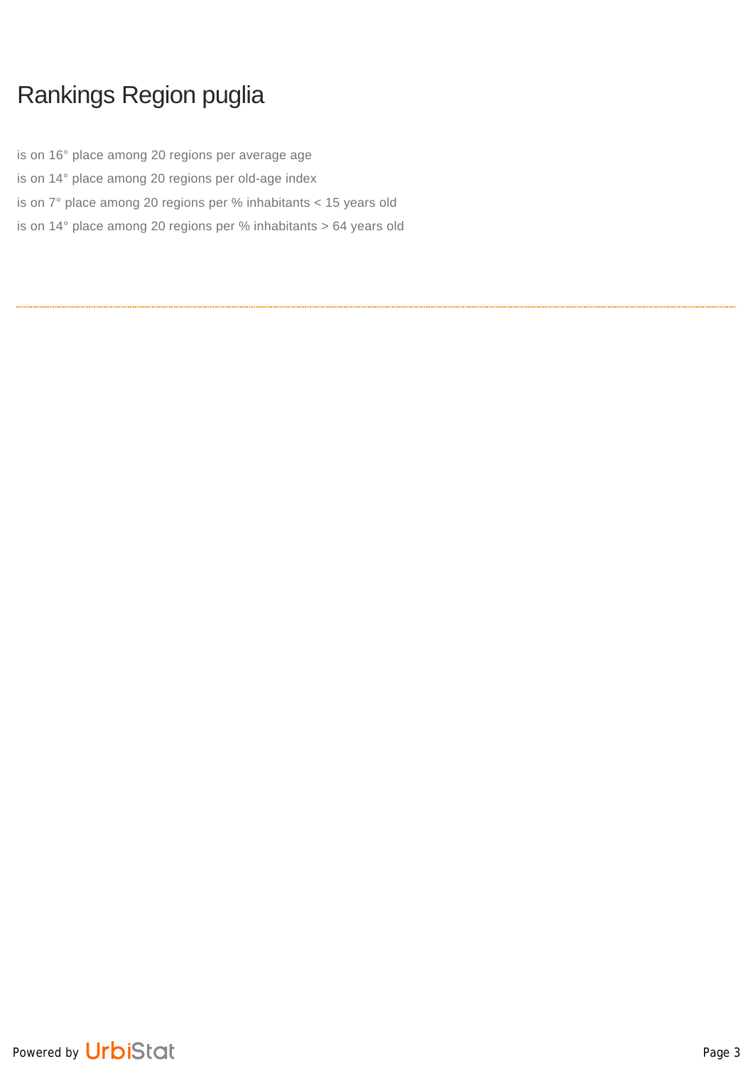# Rankings Region puglia

is on 16° place among 20 regions per average age

is on 14° place among 20 regions per old-age index

is on 7° place among 20 regions per % inhabitants < 15 years old

is on 14° place among 20 regions per % inhabitants > 64 years old